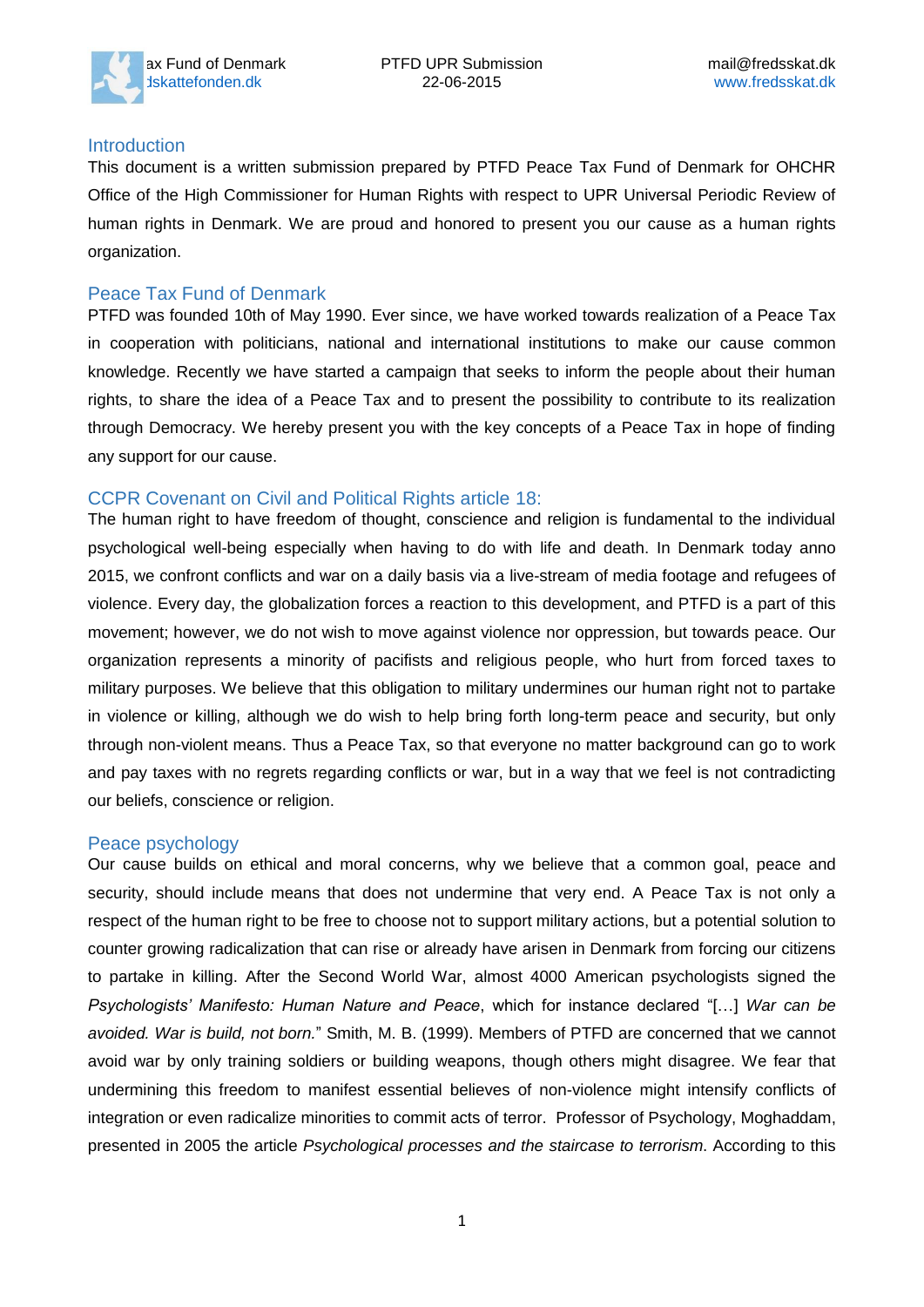## Introduction

This document is a written submission prepared by PTFD Peace Tax Fund of Denmark for OHCHR Office of the High Commissioner for Human Rights with respect to UPR Universal Periodic Review of human rights in Denmark. We are proud and honored to present you our cause as a human rights organization.

## Peace Tax Fund of Denmark

PTFD was founded 10th of May 1990. Ever since, we have worked towards realization of a Peace Tax in cooperation with politicians, national and international institutions to make our cause common knowledge. Recently we have started a campaign that seeks to inform the people about their human rights, to share the idea of a Peace Tax and to present the possibility to contribute to its realization through Democracy. We hereby present you with the key concepts of a Peace Tax in hope of finding any support for our cause.

## CCPR Covenant on Civil and Political Rights article 18:

The human right to have freedom of thought, conscience and religion is fundamental to the individual psychological well-being especially when having to do with life and death. In Denmark today anno 2015, we confront conflicts and war on a daily basis via a live-stream of media footage and refugees of violence. Every day, the globalization forces a reaction to this development, and PTFD is a part of this movement; however, we do not wish to move against violence nor oppression, but towards peace. Our organization represents a minority of pacifists and religious people, who hurt from forced taxes to military purposes. We believe that this obligation to military undermines our human right not to partake in violence or killing, although we do wish to help bring forth long-term peace and security, but only through non-violent means. Thus a Peace Tax, so that everyone no matter background can go to work and pay taxes with no regrets regarding conflicts or war, but in a way that we feel is not contradicting our beliefs, conscience or religion.

## Peace psychology

Our cause builds on ethical and moral concerns, why we believe that a common goal, peace and security, should include means that does not undermine that very end. A Peace Tax is not only a respect of the human right to be free to choose not to support military actions, but a potential solution to counter growing radicalization that can rise or already have arisen in Denmark from forcing our citizens to partake in killing. After the Second World War, almost 4000 American psychologists signed the *Psychologists' Manifesto: Human Nature and Peace*, which for instance declared "[…] *War can be avoided. War is build, not born.*" Smith, M. B. (1999). Members of PTFD are concerned that we cannot avoid war by only training soldiers or building weapons, though others might disagree. We fear that undermining this freedom to manifest essential believes of non-violence might intensify conflicts of integration or even radicalize minorities to commit acts of terror. Professor of Psychology, Moghaddam, presented in 2005 the article *Psychological processes and the staircase to terrorism*. According to this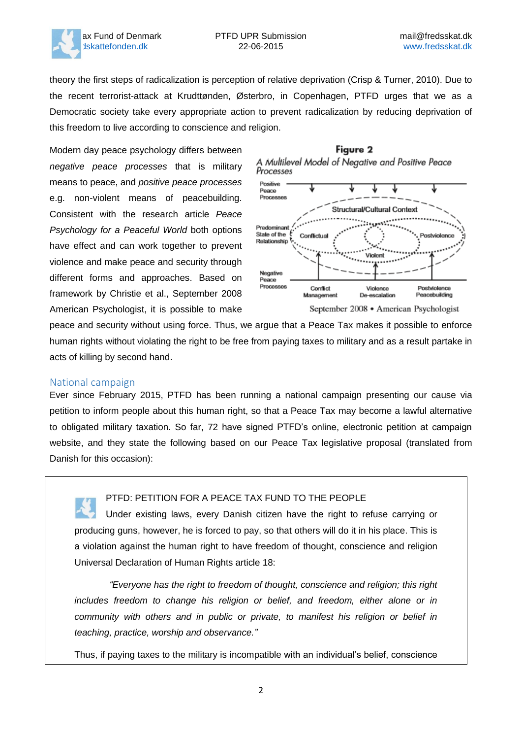theory the first steps of radicalization is perception of relative deprivation (Crisp & Turner, 2010). Due to the recent terrorist-attack at Krudttønden, Østerbro, in Copenhagen, PTFD urges that we as a Democratic society take every appropriate action to prevent radicalization by reducing deprivation of this freedom to live according to conscience and religion.

Modern day peace psychology differs between *negative peace processes* that is military means to peace, and *positive peace processes* e.g. non-violent means of peacebuilding. Consistent with the research article *Peace Psychology for a Peaceful World* both options have effect and can work together to prevent violence and make peace and security through different forms and approaches. Based on framework by Christie et al., September 2008 American Psychologist, it is possible to make peace and security without using force. Thus, we argue that a Peace Tax makes it possible to enforce human rights without violating the right to be free from paying taxes to military and as a result partake in acts of killing by second hand.

**Figure 2**

*A Multilevel Model of Negative and Positive Peace Processes*

Positive Peace Processes

Structural/Cultural Context

Predominant State of the Relationship: Conflictual, Violent, Postviolence

Negative Peace Processes: Conflict Management, Violence De-escalation, Postviolence Peacebuilding

September 2008 • American Psychologist

## National campaign

Ever since February 2015, PTFD has been running a national campaign presenting our cause via petition to inform people about this human right, so that a Peace Tax may become a lawful alternative to obligated military taxation. So far, 72 have signed PTFD's online, electronic petition at campaign website, and they state the following based on our Peace Tax legislative proposal (translated from Danish for this occasion):

> PTFD: PETITION FOR A PEACE TAX FUND TO THE PEOPLE
>
> Under existing laws, every Danish citizen have the right to refuse carrying or producing guns, however, he is forced to pay, so that others will do it in his place. This is a violation against the human right to have freedom of thought, conscience and religion Universal Declaration of Human Rights article 18:
>
> *"Everyone has the right to freedom of thought, conscience and religion; this right includes freedom to change his religion or belief, and freedom, either alone or in community with others and in public or private, to manifest his religion or belief in teaching, practice, worship and observance."*
>
> Thus, if paying taxes to the military is incompatible with an individual's belief, conscience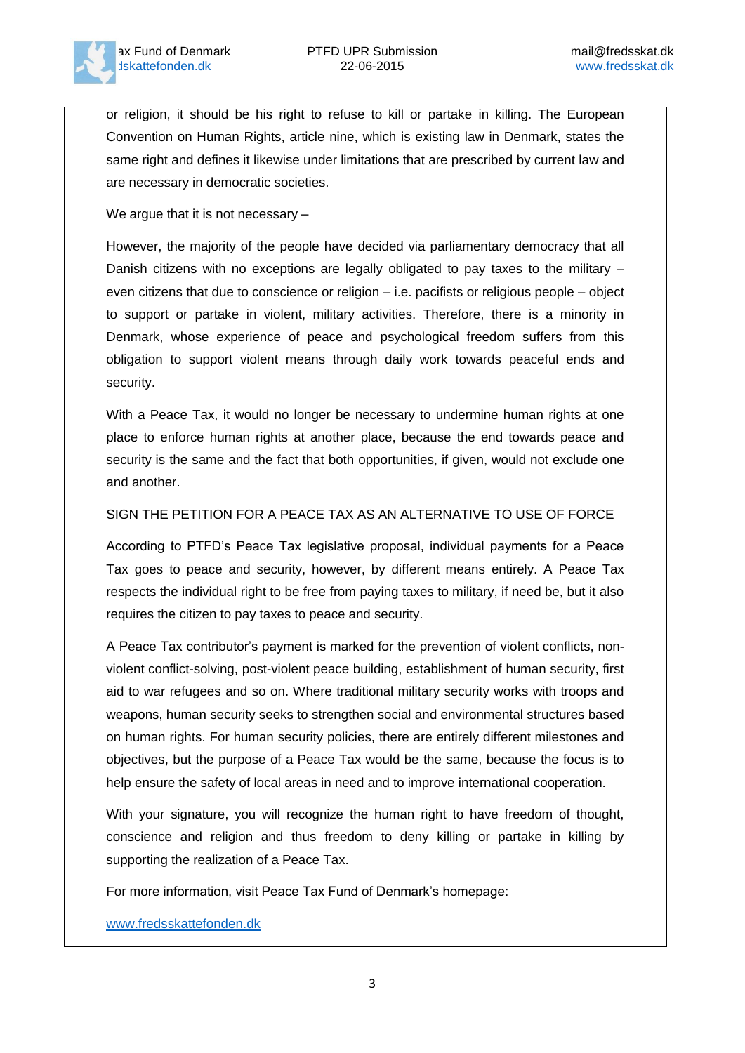or religion, it should be his right to refuse to kill or partake in killing. The European Convention on Human Rights, article nine, which is existing law in Denmark, states the same right and defines it likewise under limitations that are prescribed by current law and are necessary in democratic societies.

We argue that it is not necessary –

However, the majority of the people have decided via parliamentary democracy that all Danish citizens with no exceptions are legally obligated to pay taxes to the military – even citizens that due to conscience or religion – i.e. pacifists or religious people – object to support or partake in violent, military activities. Therefore, there is a minority in Denmark, whose experience of peace and psychological freedom suffers from this obligation to support violent means through daily work towards peaceful ends and security.

With a Peace Tax, it would no longer be necessary to undermine human rights at one place to enforce human rights at another place, because the end towards peace and security is the same and the fact that both opportunities, if given, would not exclude one and another.

SIGN THE PETITION FOR A PEACE TAX AS AN ALTERNATIVE TO USE OF FORCE

According to PTFD's Peace Tax legislative proposal, individual payments for a Peace Tax goes to peace and security, however, by different means entirely. A Peace Tax respects the individual right to be free from paying taxes to military, if need be, but it also requires the citizen to pay taxes to peace and security.

A Peace Tax contributor's payment is marked for the prevention of violent conflicts, non-violent conflict-solving, post-violent peace building, establishment of human security, first aid to war refugees and so on. Where traditional military security works with troops and weapons, human security seeks to strengthen social and environmental structures based on human rights. For human security policies, there are entirely different milestones and objectives, but the purpose of a Peace Tax would be the same, because the focus is to help ensure the safety of local areas in need and to improve international cooperation.

With your signature, you will recognize the human right to have freedom of thought, conscience and religion and thus freedom to deny killing or partake in killing by supporting the realization of a Peace Tax.

For more information, visit Peace Tax Fund of Denmark's homepage:

www.fredsskattefonden.dk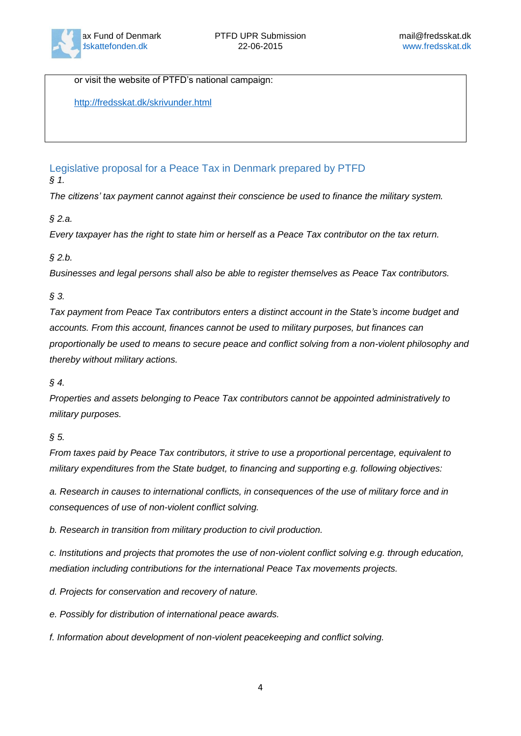or visit the website of PTFD's national campaign:

http://fredsskat.dk/skrivunder.html

## Legislative proposal for a Peace Tax in Denmark prepared by PTFD

*§ 1.*

*The citizens' tax payment cannot against their conscience be used to finance the military system.*

*§ 2.a.*

*Every taxpayer has the right to state him or herself as a Peace Tax contributor on the tax return.*

*§ 2.b.*

*Businesses and legal persons shall also be able to register themselves as Peace Tax contributors.*

*§ 3.*

*Tax payment from Peace Tax contributors enters a distinct account in the State's income budget and accounts. From this account, finances cannot be used to military purposes, but finances can proportionally be used to means to secure peace and conflict solving from a non-violent philosophy and thereby without military actions.*

*§ 4.*

*Properties and assets belonging to Peace Tax contributors cannot be appointed administratively to military purposes.*

*§ 5.*

*From taxes paid by Peace Tax contributors, it strive to use a proportional percentage, equivalent to military expenditures from the State budget, to financing and supporting e.g. following objectives:*

*a. Research in causes to international conflicts, in consequences of the use of military force and in consequences of use of non-violent conflict solving.*

*b. Research in transition from military production to civil production.*

*c. Institutions and projects that promotes the use of non-violent conflict solving e.g. through education, mediation including contributions for the international Peace Tax movements projects.*

*d. Projects for conservation and recovery of nature.*

*e. Possibly for distribution of international peace awards.*

*f. Information about development of non-violent peacekeeping and conflict solving.*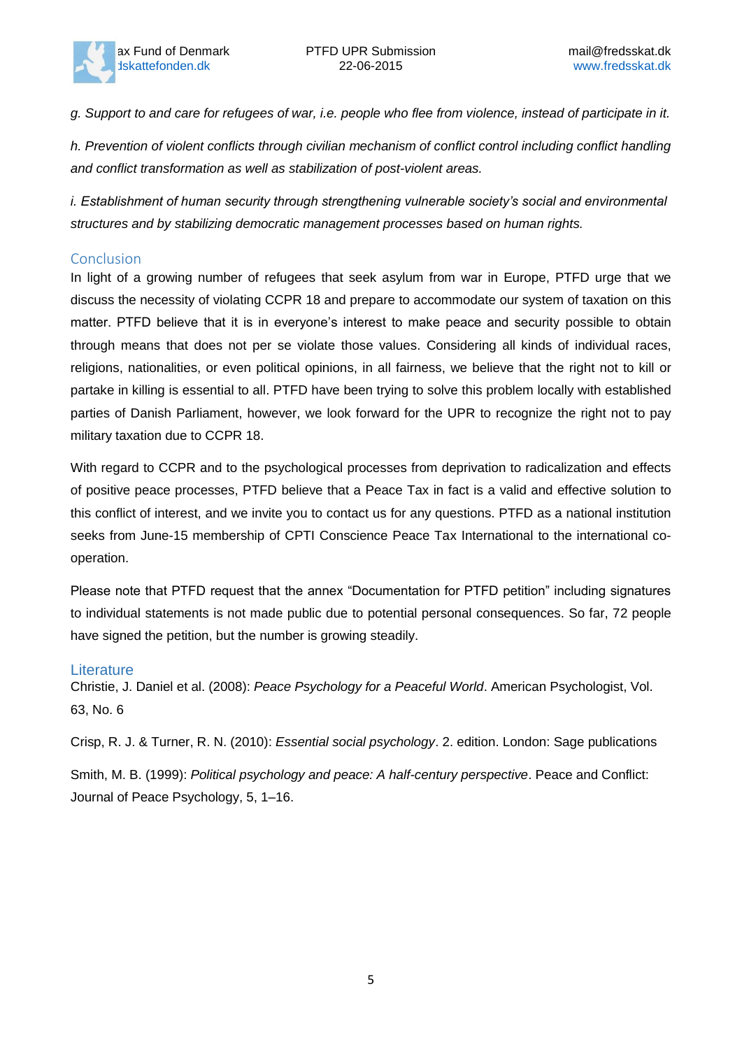*g. Support to and care for refugees of war, i.e. people who flee from violence, instead of participate in it.*

*h. Prevention of violent conflicts through civilian mechanism of conflict control including conflict handling and conflict transformation as well as stabilization of post-violent areas.*

*i. Establishment of human security through strengthening vulnerable society's social and environmental structures and by stabilizing democratic management processes based on human rights.*

## Conclusion

In light of a growing number of refugees that seek asylum from war in Europe, PTFD urge that we discuss the necessity of violating CCPR 18 and prepare to accommodate our system of taxation on this matter. PTFD believe that it is in everyone's interest to make peace and security possible to obtain through means that does not per se violate those values. Considering all kinds of individual races, religions, nationalities, or even political opinions, in all fairness, we believe that the right not to kill or partake in killing is essential to all. PTFD have been trying to solve this problem locally with established parties of Danish Parliament, however, we look forward for the UPR to recognize the right not to pay military taxation due to CCPR 18.

With regard to CCPR and to the psychological processes from deprivation to radicalization and effects of positive peace processes, PTFD believe that a Peace Tax in fact is a valid and effective solution to this conflict of interest, and we invite you to contact us for any questions. PTFD as a national institution seeks from June-15 membership of CPTI Conscience Peace Tax International to the international co-operation.

Please note that PTFD request that the annex "Documentation for PTFD petition" including signatures to individual statements is not made public due to potential personal consequences. So far, 72 people have signed the petition, but the number is growing steadily.

## Literature

Christie, J. Daniel et al. (2008): *Peace Psychology for a Peaceful World*. American Psychologist, Vol. 63, No. 6

Crisp, R. J. & Turner, R. N. (2010): *Essential social psychology*. 2. edition. London: Sage publications

Smith, M. B. (1999): *Political psychology and peace: A half-century perspective*. Peace and Conflict: Journal of Peace Psychology, 5, 1–16.